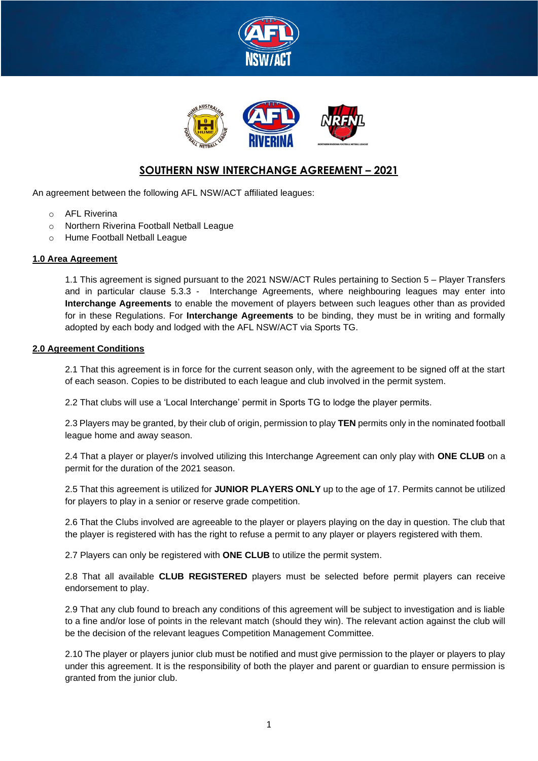# SOUTHERN NSW INTERCHANGE AGREEMENT – 2021

An agreement between the following AFL NSW/ACT affiliated leagues:

- AFL Riverina
- Northern Riverina Football Netball League
- Hume Football Netball League

## 1.0 Area Agreement

1.1 This agreement is signed pursuant to the 2021 NSW/ACT Rules pertaining to Section 5 – Player Transfers and in particular clause 5.3.3 - Interchange Agreements, where neighbouring leagues may enter into **Interchange Agreements** to enable the movement of players between such leagues other than as provided for in these Regulations. For **Interchange Agreements** to be binding, they must be in writing and formally adopted by each body and lodged with the AFL NSW/ACT via Sports TG.

## 2.0 Agreement Conditions

2.1 That this agreement is in force for the current season only, with the agreement to be signed off at the start of each season. Copies to be distributed to each league and club involved in the permit system.

2.2 That clubs will use a 'Local Interchange' permit in Sports TG to lodge the player permits.

2.3 Players may be granted, by their club of origin, permission to play **TEN** permits only in the nominated football league home and away season.

2.4 That a player or player/s involved utilizing this Interchange Agreement can only play with **ONE CLUB** on a permit for the duration of the 2021 season.

2.5 That this agreement is utilized for **JUNIOR PLAYERS ONLY** up to the age of 17. Permits cannot be utilized for players to play in a senior or reserve grade competition.

2.6 That the Clubs involved are agreeable to the player or players playing on the day in question. The club that the player is registered with has the right to refuse a permit to any player or players registered with them.

2.7 Players can only be registered with **ONE CLUB** to utilize the permit system.

2.8 That all available **CLUB REGISTERED** players must be selected before permit players can receive endorsement to play.

2.9 That any club found to breach any conditions of this agreement will be subject to investigation and is liable to a fine and/or lose of points in the relevant match (should they win). The relevant action against the club will be the decision of the relevant leagues Competition Management Committee.

2.10 The player or players junior club must be notified and must give permission to the player or players to play under this agreement. It is the responsibility of both the player and parent or guardian to ensure permission is granted from the junior club.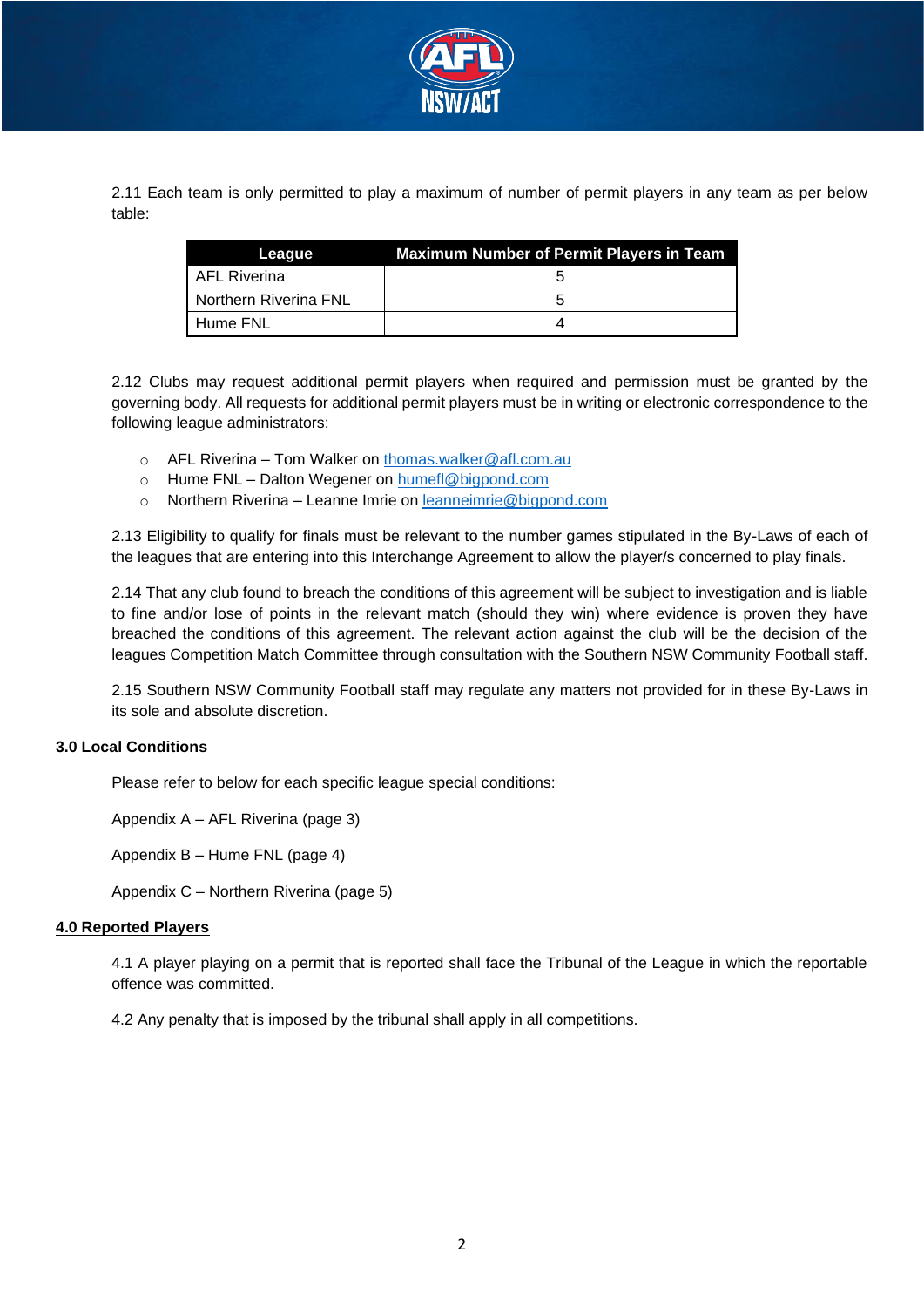2.11 Each team is only permitted to play a maximum of number of permit players in any team as per below table:

| League | Maximum Number of Permit Players in Team |
| --- | --- |
| AFL Riverina | 5 |
| Northern Riverina FNL | 5 |
| Hume FNL | 4 |

2.12 Clubs may request additional permit players when required and permission must be granted by the governing body. All requests for additional permit players must be in writing or electronic correspondence to the following league administrators:

- AFL Riverina – Tom Walker on thomas.walker@afl.com.au
- Hume FNL – Dalton Wegener on humefl@bigpond.com
- Northern Riverina – Leanne Imrie on leanneimrie@bigpond.com

2.13 Eligibility to qualify for finals must be relevant to the number games stipulated in the By-Laws of each of the leagues that are entering into this Interchange Agreement to allow the player/s concerned to play finals.

2.14 That any club found to breach the conditions of this agreement will be subject to investigation and is liable to fine and/or lose of points in the relevant match (should they win) where evidence is proven they have breached the conditions of this agreement. The relevant action against the club will be the decision of the leagues Competition Match Committee through consultation with the Southern NSW Community Football staff.

2.15 Southern NSW Community Football staff may regulate any matters not provided for in these By-Laws in its sole and absolute discretion.

## 3.0 Local Conditions

Please refer to below for each specific league special conditions:

Appendix A – AFL Riverina (page 3)

Appendix B – Hume FNL (page 4)

Appendix C – Northern Riverina (page 5)

## 4.0 Reported Players

4.1 A player playing on a permit that is reported shall face the Tribunal of the League in which the reportable offence was committed.

4.2 Any penalty that is imposed by the tribunal shall apply in all competitions.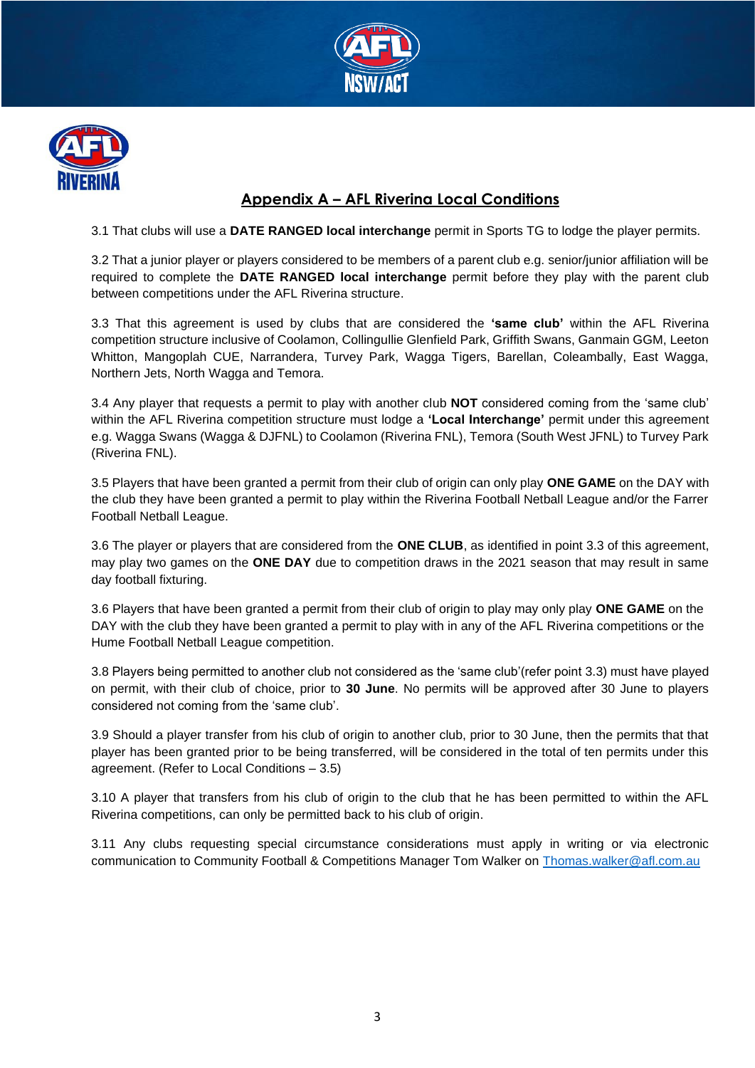## Appendix A – AFL Riverina Local Conditions

3.1 That clubs will use a **DATE RANGED local interchange** permit in Sports TG to lodge the player permits.

3.2 That a junior player or players considered to be members of a parent club e.g. senior/junior affiliation will be required to complete the **DATE RANGED local interchange** permit before they play with the parent club between competitions under the AFL Riverina structure.

3.3 That this agreement is used by clubs that are considered the **'same club'** within the AFL Riverina competition structure inclusive of Coolamon, Collingullie Glenfield Park, Griffith Swans, Ganmain GGM, Leeton Whitton, Mangoplah CUE, Narrandera, Turvey Park, Wagga Tigers, Barellan, Coleambally, East Wagga, Northern Jets, North Wagga and Temora.

3.4 Any player that requests a permit to play with another club **NOT** considered coming from the 'same club' within the AFL Riverina competition structure must lodge a **'Local Interchange'** permit under this agreement e.g. Wagga Swans (Wagga & DJFNL) to Coolamon (Riverina FNL), Temora (South West JFNL) to Turvey Park (Riverina FNL).

3.5 Players that have been granted a permit from their club of origin can only play **ONE GAME** on the DAY with the club they have been granted a permit to play within the Riverina Football Netball League and/or the Farrer Football Netball League.

3.6 The player or players that are considered from the **ONE CLUB**, as identified in point 3.3 of this agreement, may play two games on the **ONE DAY** due to competition draws in the 2021 season that may result in same day football fixturing.

3.6 Players that have been granted a permit from their club of origin to play may only play **ONE GAME** on the DAY with the club they have been granted a permit to play with in any of the AFL Riverina competitions or the Hume Football Netball League competition.

3.8 Players being permitted to another club not considered as the 'same club'(refer point 3.3) must have played on permit, with their club of choice, prior to **30 June**. No permits will be approved after 30 June to players considered not coming from the 'same club'.

3.9 Should a player transfer from his club of origin to another club, prior to 30 June, then the permits that that player has been granted prior to be being transferred, will be considered in the total of ten permits under this agreement. (Refer to Local Conditions – 3.5)

3.10 A player that transfers from his club of origin to the club that he has been permitted to within the AFL Riverina competitions, can only be permitted back to his club of origin.

3.11 Any clubs requesting special circumstance considerations must apply in writing or via electronic communication to Community Football & Competitions Manager Tom Walker on Thomas.walker@afl.com.au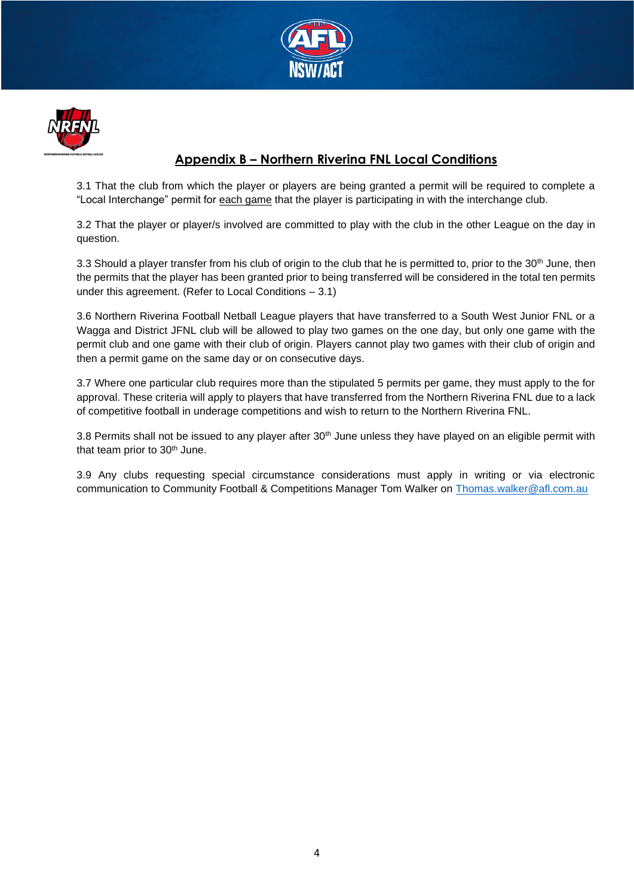## Appendix B – Northern Riverina FNL Local Conditions

3.1 That the club from which the player or players are being granted a permit will be required to complete a "Local Interchange" permit for each game that the player is participating in with the interchange club.

3.2 That the player or player/s involved are committed to play with the club in the other League on the day in question.

3.3 Should a player transfer from his club of origin to the club that he is permitted to, prior to the 30th June, then the permits that the player has been granted prior to being transferred will be considered in the total ten permits under this agreement. (Refer to Local Conditions – 3.1)

3.6 Northern Riverina Football Netball League players that have transferred to a South West Junior FNL or a Wagga and District JFNL club will be allowed to play two games on the one day, but only one game with the permit club and one game with their club of origin. Players cannot play two games with their club of origin and then a permit game on the same day or on consecutive days.

3.7 Where one particular club requires more than the stipulated 5 permits per game, they must apply to the for approval. These criteria will apply to players that have transferred from the Northern Riverina FNL due to a lack of competitive football in underage competitions and wish to return to the Northern Riverina FNL.

3.8 Permits shall not be issued to any player after 30th June unless they have played on an eligible permit with that team prior to 30th June.

3.9 Any clubs requesting special circumstance considerations must apply in writing or via electronic communication to Community Football & Competitions Manager Tom Walker on Thomas.walker@afl.com.au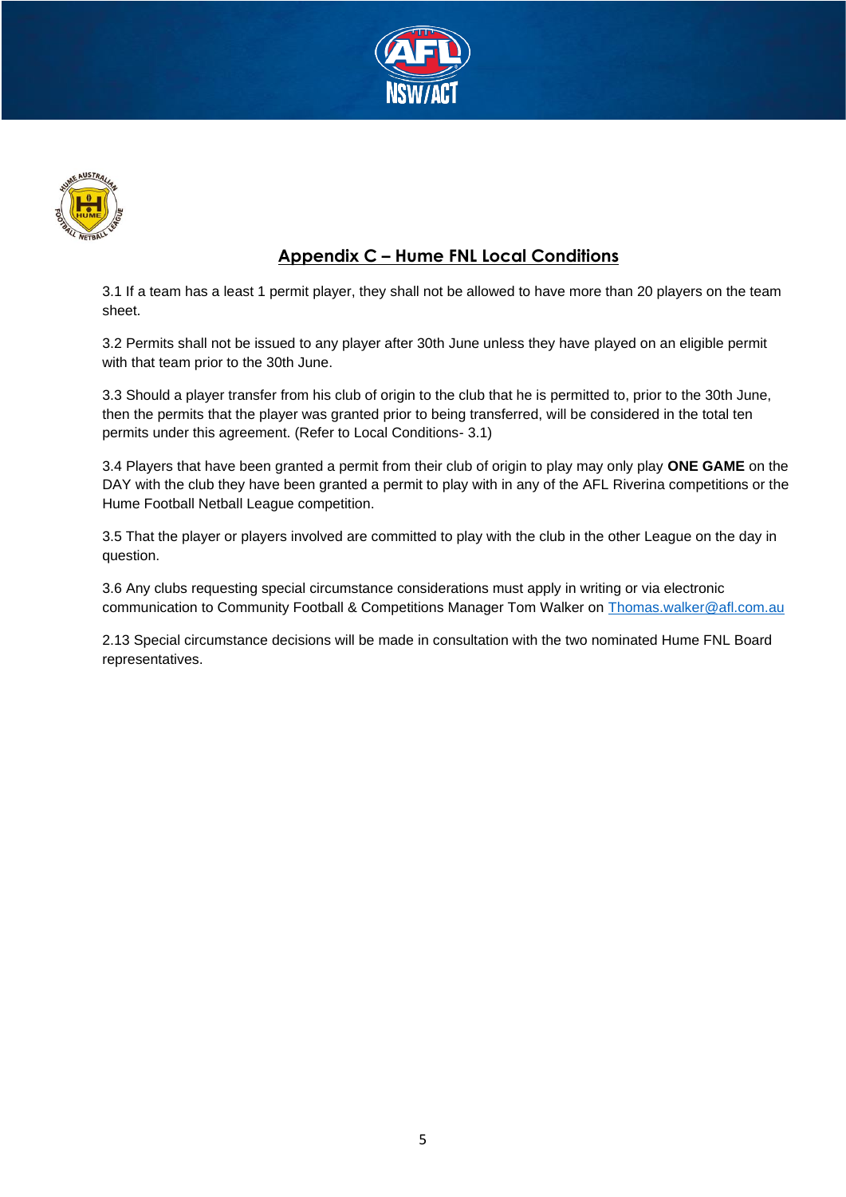## Appendix C – Hume FNL Local Conditions

3.1 If a team has a least 1 permit player, they shall not be allowed to have more than 20 players on the team sheet.

3.2 Permits shall not be issued to any player after 30th June unless they have played on an eligible permit with that team prior to the 30th June.

3.3 Should a player transfer from his club of origin to the club that he is permitted to, prior to the 30th June, then the permits that the player was granted prior to being transferred, will be considered in the total ten permits under this agreement. (Refer to Local Conditions- 3.1)

3.4 Players that have been granted a permit from their club of origin to play may only play **ONE GAME** on the DAY with the club they have been granted a permit to play with in any of the AFL Riverina competitions or the Hume Football Netball League competition.

3.5 That the player or players involved are committed to play with the club in the other League on the day in question.

3.6 Any clubs requesting special circumstance considerations must apply in writing or via electronic communication to Community Football & Competitions Manager Tom Walker on Thomas.walker@afl.com.au

2.13 Special circumstance decisions will be made in consultation with the two nominated Hume FNL Board representatives.